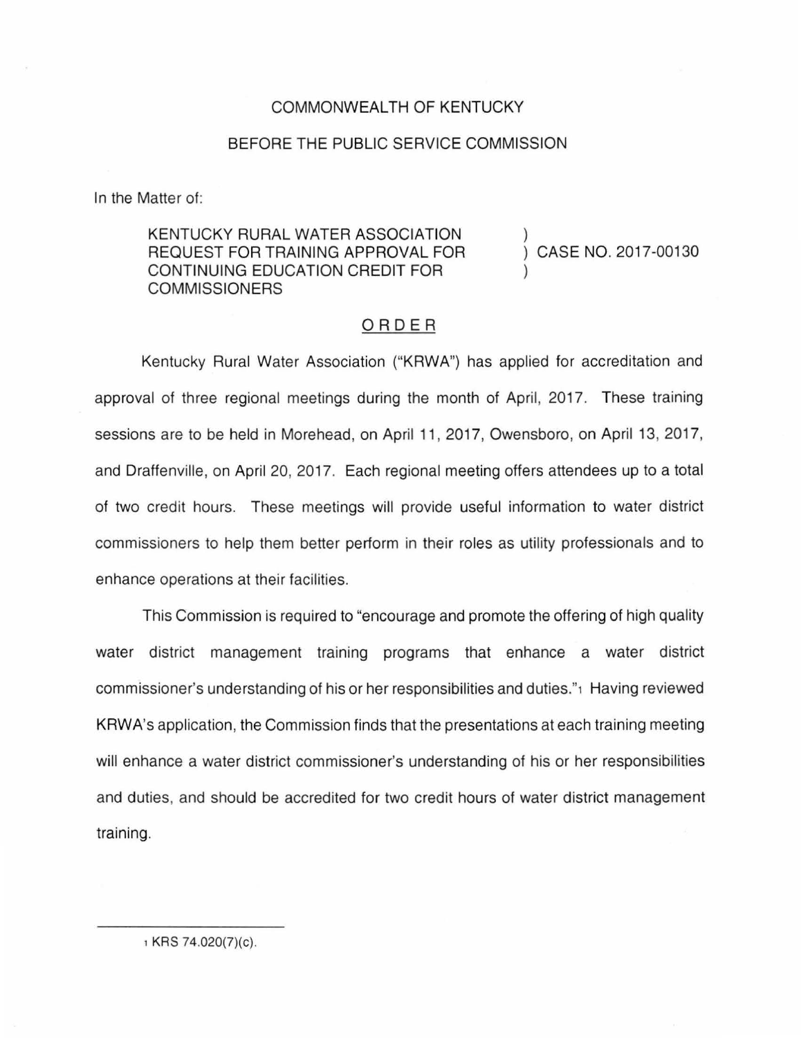COMMONWEALTH OF KENTUCKY

BEFORE THE PUBLIC SERVICE COMMISSION

In the Matter of:

| | | |
|---|---|---|
| KENTUCKY RURAL WATER ASSOCIATION REQUEST FOR TRAINING APPROVAL FOR CONTINUING EDUCATION CREDIT FOR COMMISSIONERS | ) ) ) | CASE NO. 2017-00130 |

## ORDER

Kentucky Rural Water Association ("KRWA") has applied for accreditation and approval of three regional meetings during the month of April, 2017. These training sessions are to be held in Morehead, on April 11, 2017, Owensboro, on April 13, 2017, and Draffenville, on April 20, 2017. Each regional meeting offers attendees up to a total of two credit hours. These meetings will provide useful information to water district commissioners to help them better perform in their roles as utility professionals and to enhance operations at their facilities.

This Commission is required to "encourage and promote the offering of high quality water district management training programs that enhance a water district commissioner's understanding of his or her responsibilities and duties."[1] Having reviewed KRWA's application, the Commission finds that the presentations at each training meeting will enhance a water district commissioner's understanding of his or her responsibilities and duties, and should be accredited for two credit hours of water district management training.

---

[1] KRS 74.020(7)(c).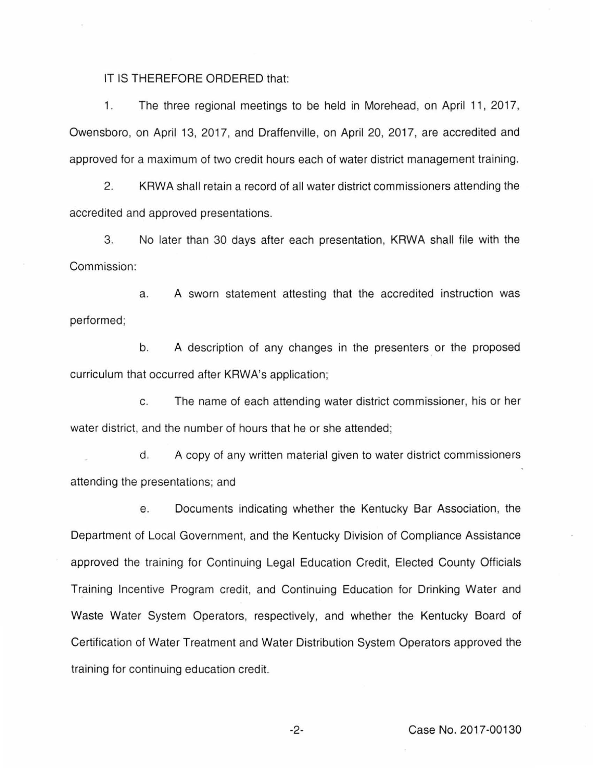IT IS THEREFORE ORDERED that:

1. The three regional meetings to be held in Morehead, on April 11, 2017, Owensboro, on April 13, 2017, and Draffenville, on April 20, 2017, are accredited and approved for a maximum of two credit hours each of water district management training.

2. KRWA shall retain a record of all water district commissioners attending the accredited and approved presentations.

3. No later than 30 days after each presentation, KRWA shall file with the Commission:

   a. A sworn statement attesting that the accredited instruction was performed;

   b. A description of any changes in the presenters or the proposed curriculum that occurred after KRWA's application;

   c. The name of each attending water district commissioner, his or her water district, and the number of hours that he or she attended;

   d. A copy of any written material given to water district commissioners attending the presentations; and

   e. Documents indicating whether the Kentucky Bar Association, the Department of Local Government, and the Kentucky Division of Compliance Assistance approved the training for Continuing Legal Education Credit, Elected County Officials Training Incentive Program credit, and Continuing Education for Drinking Water and Waste Water System Operators, respectively, and whether the Kentucky Board of Certification of Water Treatment and Water Distribution System Operators approved the training for continuing education credit.

Case No. 2017-00130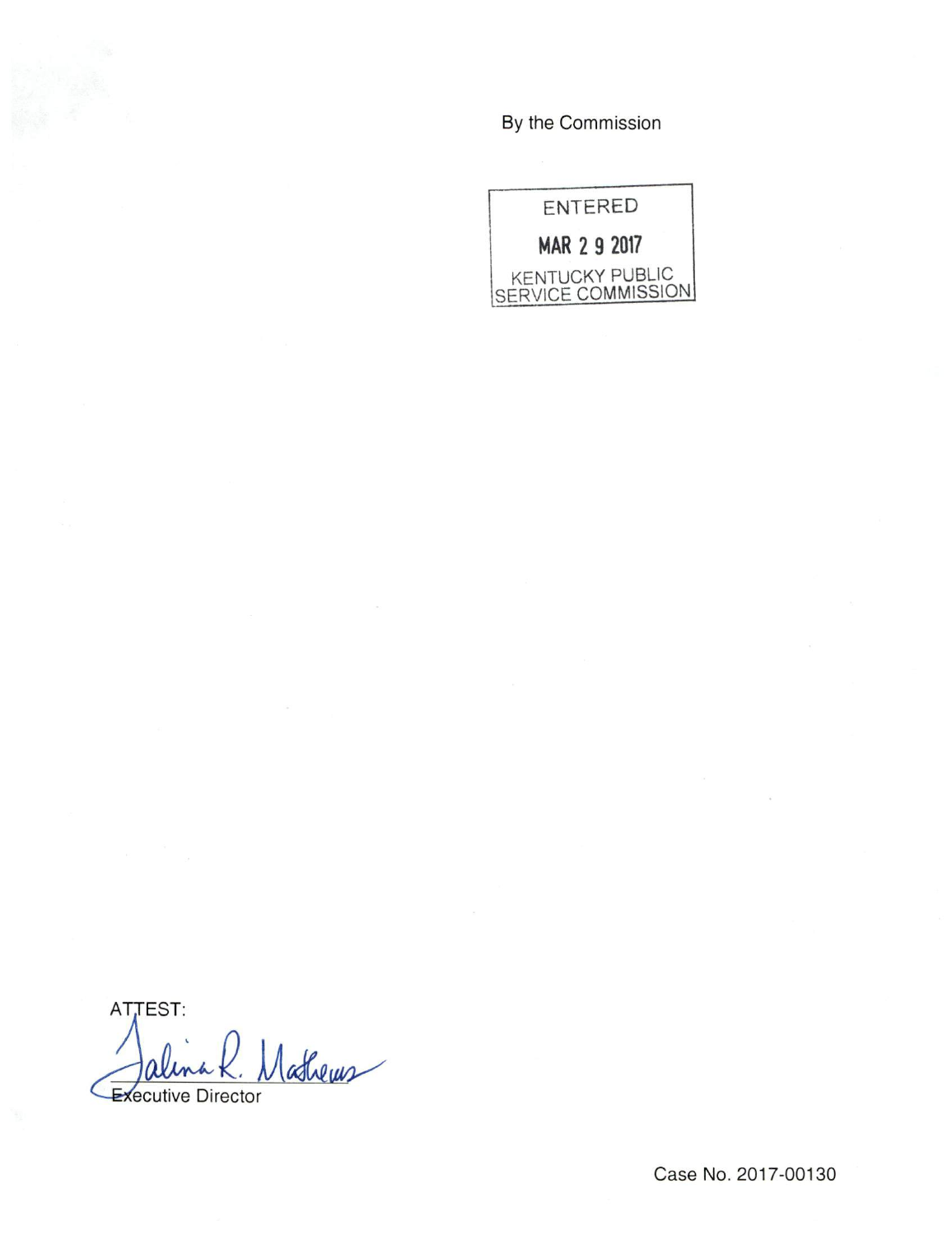By the Commission

ENTERED

MAR 2 9 2017

KENTUCKY PUBLIC SERVICE COMMISSION

ATTEST:

Talina R. Mathews

Executive Director

Case No. 2017-00130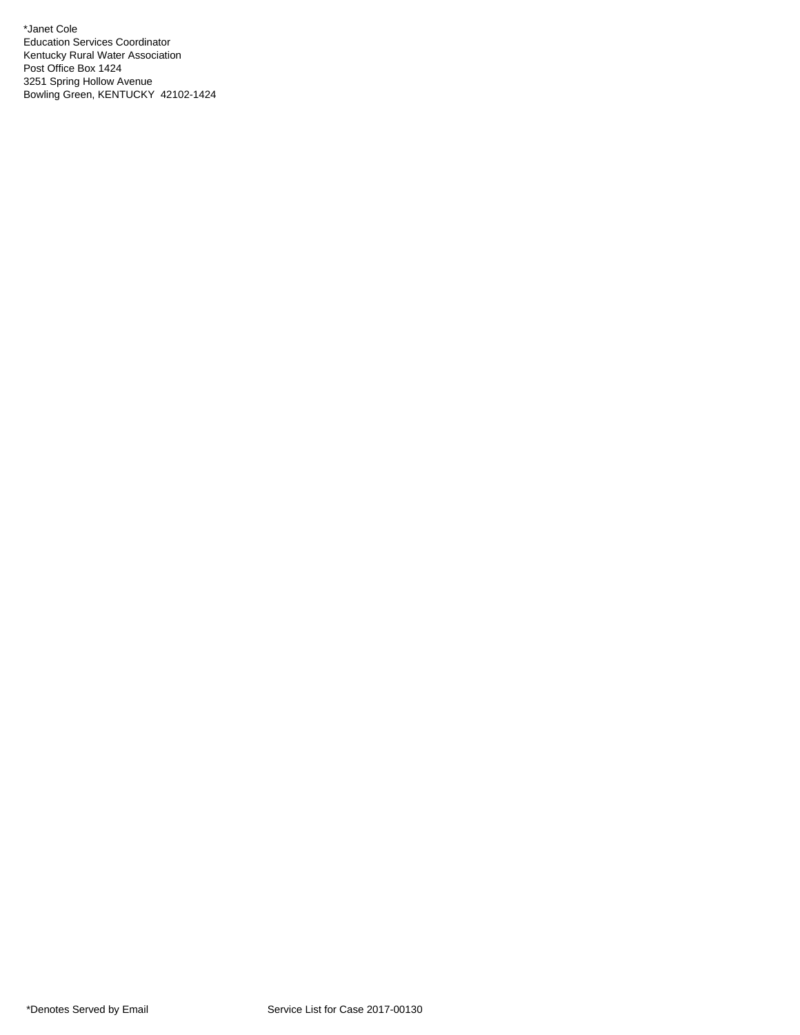*Janet Cole
Education Services Coordinator
Kentucky Rural Water Association
Post Office Box 1424
3251 Spring Hollow Avenue
Bowling Green, KENTUCKY  42102-1424